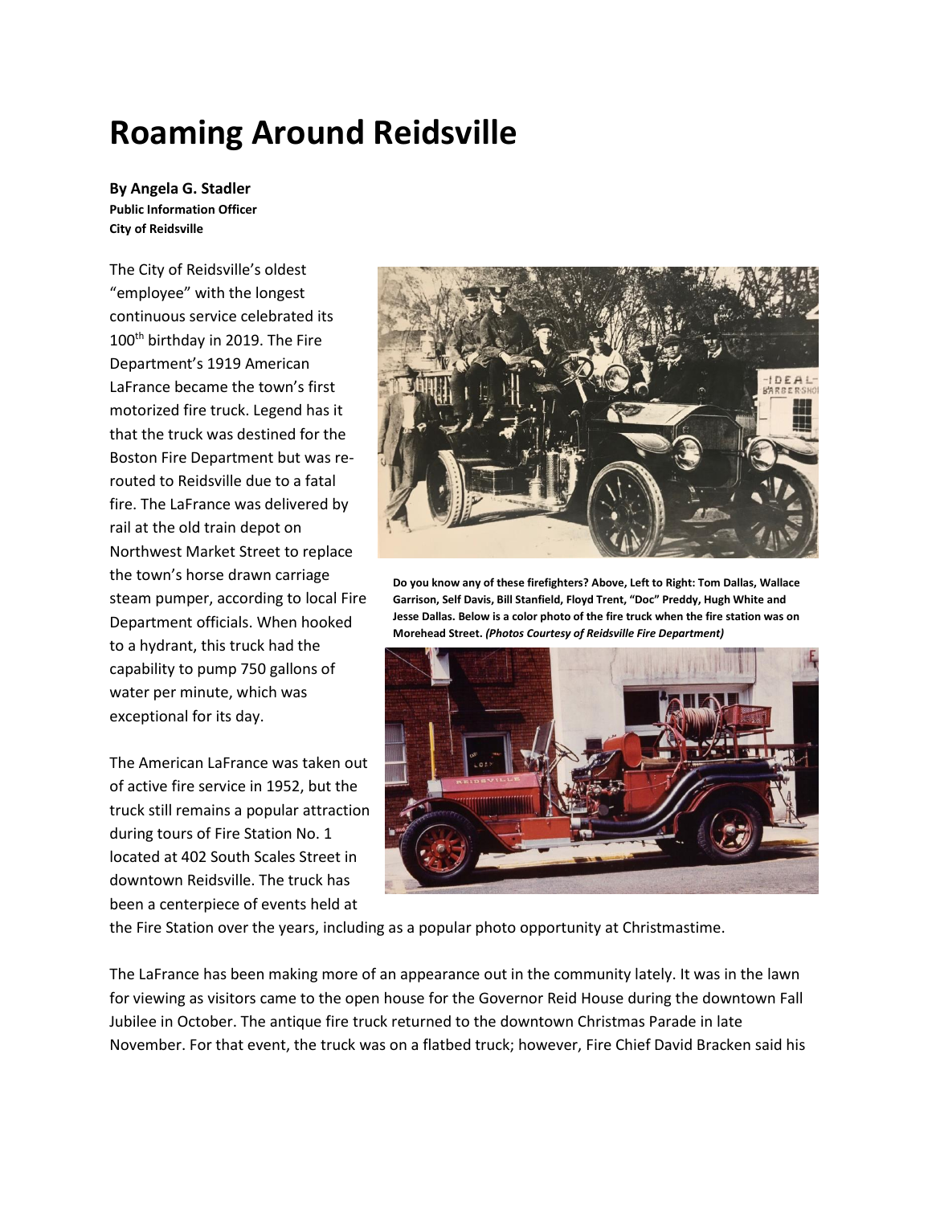# Roaming Around Reidsville

**By Angela G. Stadler**
**Public Information Officer**
**City of Reidsville**

The City of Reidsville's oldest "employee" with the longest continuous service celebrated its 100th birthday in 2019. The Fire Department's 1919 American LaFrance became the town's first motorized fire truck. Legend has it that the truck was destined for the Boston Fire Department but was re-routed to Reidsville due to a fatal fire. The LaFrance was delivered by rail at the old train depot on Northwest Market Street to replace the town's horse drawn carriage steam pumper, according to local Fire Department officials. When hooked to a hydrant, this truck had the capability to pump 750 gallons of water per minute, which was exceptional for its day.

**Do you know any of these firefighters? Above, Left to Right: Tom Dallas, Wallace Garrison, Self Davis, Bill Stanfield, Floyd Trent, "Doc" Preddy, Hugh White and Jesse Dallas. Below is a color photo of the fire truck when the fire station was on Morehead Street. *(Photos Courtesy of Reidsville Fire Department)***

The American LaFrance was taken out of active fire service in 1952, but the truck still remains a popular attraction during tours of Fire Station No. 1 located at 402 South Scales Street in downtown Reidsville. The truck has been a centerpiece of events held at the Fire Station over the years, including as a popular photo opportunity at Christmastime.

The LaFrance has been making more of an appearance out in the community lately. It was in the lawn for viewing as visitors came to the open house for the Governor Reid House during the downtown Fall Jubilee in October. The antique fire truck returned to the downtown Christmas Parade in late November. For that event, the truck was on a flatbed truck; however, Fire Chief David Bracken said his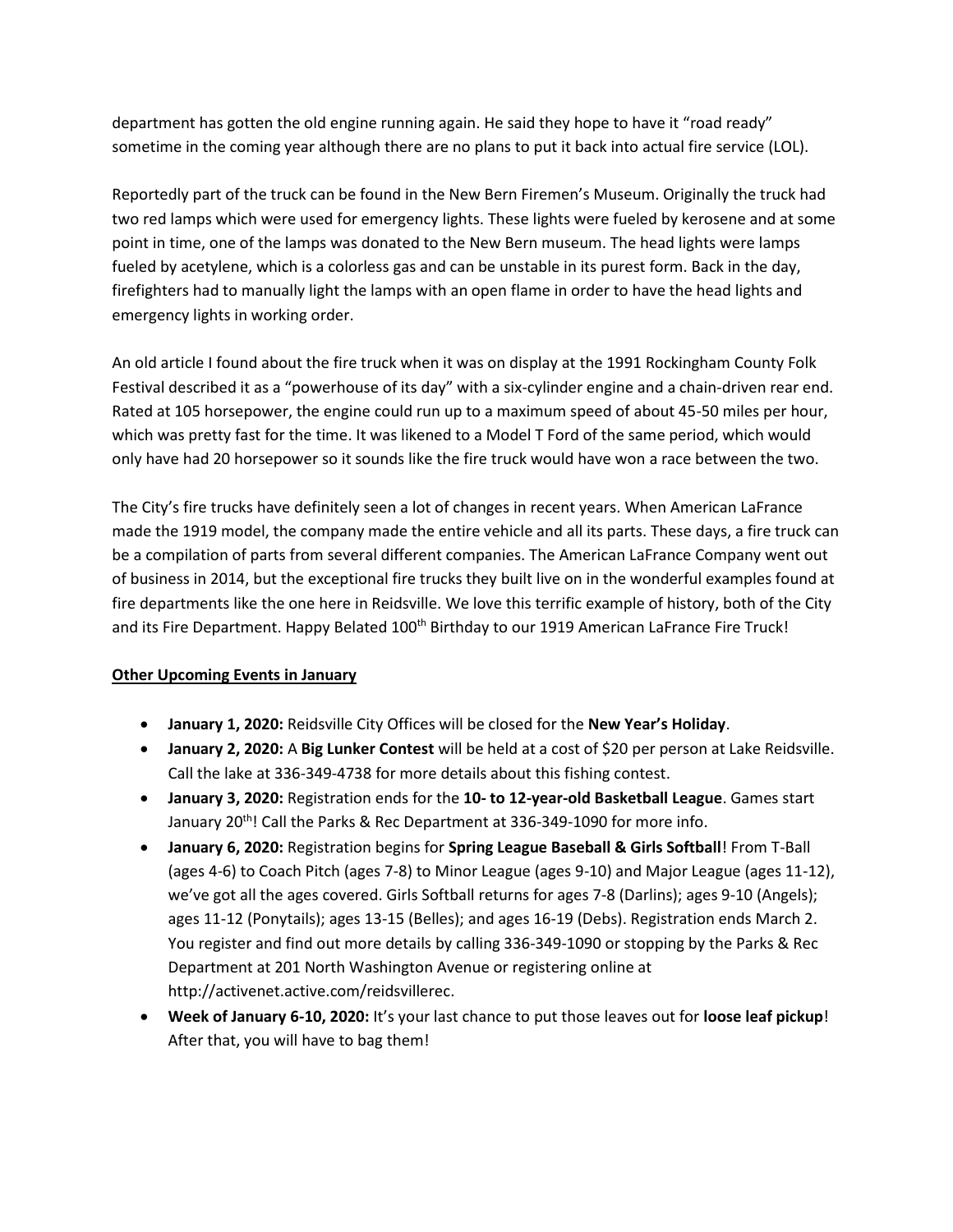department has gotten the old engine running again. He said they hope to have it "road ready" sometime in the coming year although there are no plans to put it back into actual fire service (LOL).

Reportedly part of the truck can be found in the New Bern Firemen's Museum. Originally the truck had two red lamps which were used for emergency lights. These lights were fueled by kerosene and at some point in time, one of the lamps was donated to the New Bern museum. The head lights were lamps fueled by acetylene, which is a colorless gas and can be unstable in its purest form. Back in the day, firefighters had to manually light the lamps with an open flame in order to have the head lights and emergency lights in working order.

An old article I found about the fire truck when it was on display at the 1991 Rockingham County Folk Festival described it as a "powerhouse of its day" with a six-cylinder engine and a chain-driven rear end. Rated at 105 horsepower, the engine could run up to a maximum speed of about 45-50 miles per hour, which was pretty fast for the time. It was likened to a Model T Ford of the same period, which would only have had 20 horsepower so it sounds like the fire truck would have won a race between the two.

The City's fire trucks have definitely seen a lot of changes in recent years. When American LaFrance made the 1919 model, the company made the entire vehicle and all its parts. These days, a fire truck can be a compilation of parts from several different companies. The American LaFrance Company went out of business in 2014, but the exceptional fire trucks they built live on in the wonderful examples found at fire departments like the one here in Reidsville. We love this terrific example of history, both of the City and its Fire Department. Happy Belated 100th Birthday to our 1919 American LaFrance Fire Truck!

**Other Upcoming Events in January**

- **January 1, 2020:** Reidsville City Offices will be closed for the **New Year's Holiday**.
- **January 2, 2020:** A **Big Lunker Contest** will be held at a cost of $20 per person at Lake Reidsville. Call the lake at 336-349-4738 for more details about this fishing contest.
- **January 3, 2020:** Registration ends for the **10- to 12-year-old Basketball League**. Games start January 20th! Call the Parks & Rec Department at 336-349-1090 for more info.
- **January 6, 2020:** Registration begins for **Spring League Baseball & Girls Softball**! From T-Ball (ages 4-6) to Coach Pitch (ages 7-8) to Minor League (ages 9-10) and Major League (ages 11-12), we've got all the ages covered. Girls Softball returns for ages 7-8 (Darlins); ages 9-10 (Angels); ages 11-12 (Ponytails); ages 13-15 (Belles); and ages 16-19 (Debs). Registration ends March 2. You register and find out more details by calling 336-349-1090 or stopping by the Parks & Rec Department at 201 North Washington Avenue or registering online at http://activenet.active.com/reidsvillerec.
- **Week of January 6-10, 2020:** It's your last chance to put those leaves out for **loose leaf pickup**! After that, you will have to bag them!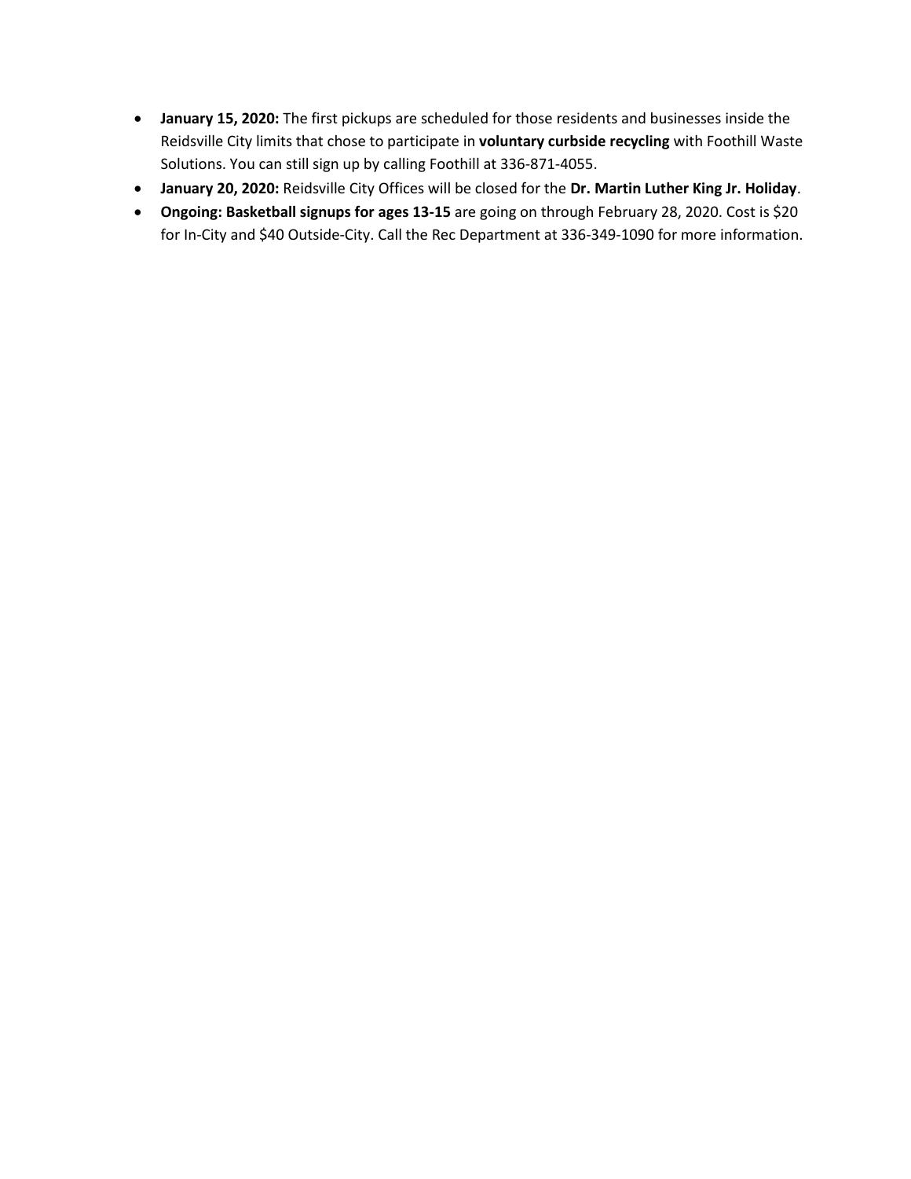- **January 15, 2020:** The first pickups are scheduled for those residents and businesses inside the Reidsville City limits that chose to participate in **voluntary curbside recycling** with Foothill Waste Solutions. You can still sign up by calling Foothill at 336-871-4055.
- **January 20, 2020:** Reidsville City Offices will be closed for the **Dr. Martin Luther King Jr. Holiday**.
- **Ongoing: Basketball signups for ages 13-15** are going on through February 28, 2020. Cost is $20 for In-City and $40 Outside-City. Call the Rec Department at 336-349-1090 for more information.